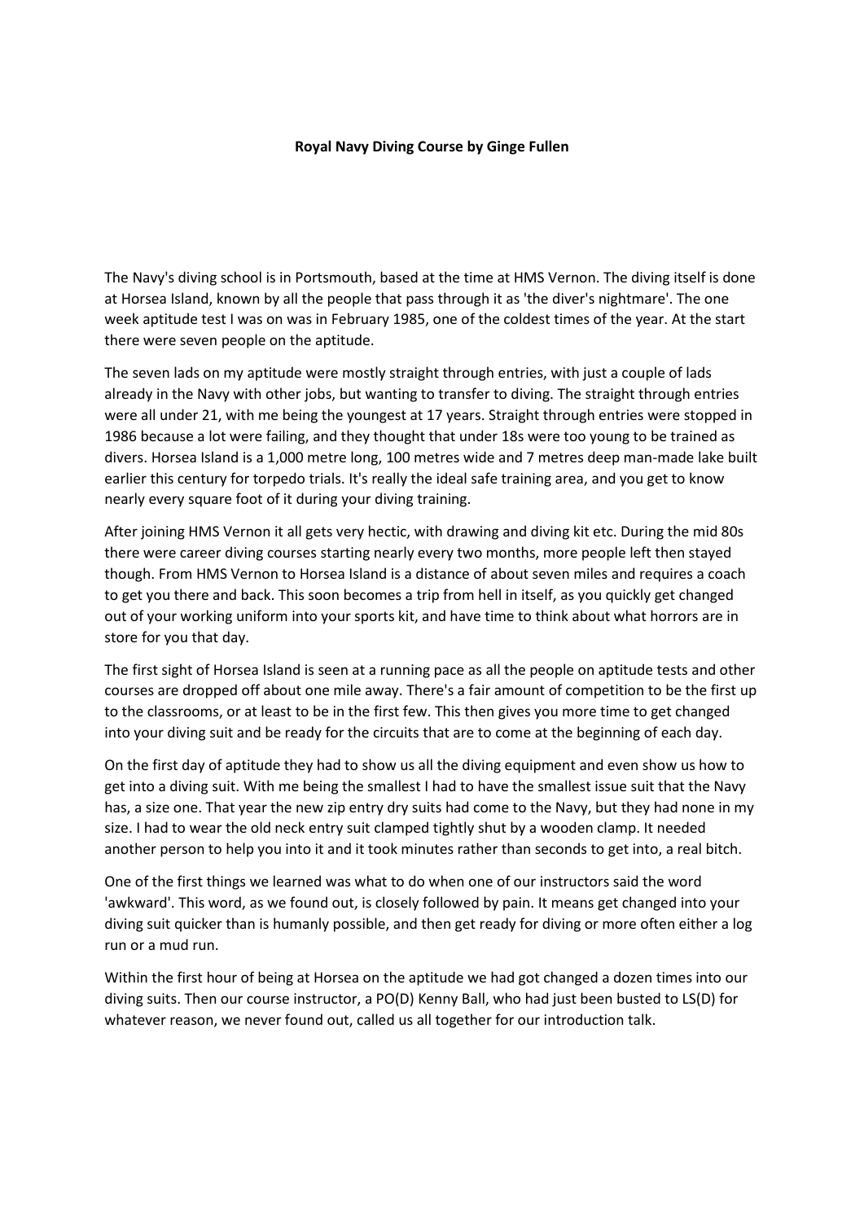**Royal Navy Diving Course by Ginge Fullen**

The Navy's diving school is in Portsmouth, based at the time at HMS Vernon. The diving itself is done at Horsea Island, known by all the people that pass through it as 'the diver's nightmare'. The one week aptitude test I was on was in February 1985, one of the coldest times of the year. At the start there were seven people on the aptitude.

The seven lads on my aptitude were mostly straight through entries, with just a couple of lads already in the Navy with other jobs, but wanting to transfer to diving. The straight through entries were all under 21, with me being the youngest at 17 years. Straight through entries were stopped in 1986 because a lot were failing, and they thought that under 18s were too young to be trained as divers. Horsea Island is a 1,000 metre long, 100 metres wide and 7 metres deep man-made lake built earlier this century for torpedo trials. It's really the ideal safe training area, and you get to know nearly every square foot of it during your diving training.

After joining HMS Vernon it all gets very hectic, with drawing and diving kit etc. During the mid 80s there were career diving courses starting nearly every two months, more people left then stayed though. From HMS Vernon to Horsea Island is a distance of about seven miles and requires a coach to get you there and back. This soon becomes a trip from hell in itself, as you quickly get changed out of your working uniform into your sports kit, and have time to think about what horrors are in store for you that day.

The first sight of Horsea Island is seen at a running pace as all the people on aptitude tests and other courses are dropped off about one mile away. There's a fair amount of competition to be the first up to the classrooms, or at least to be in the first few. This then gives you more time to get changed into your diving suit and be ready for the circuits that are to come at the beginning of each day.

On the first day of aptitude they had to show us all the diving equipment and even show us how to get into a diving suit. With me being the smallest I had to have the smallest issue suit that the Navy has, a size one. That year the new zip entry dry suits had come to the Navy, but they had none in my size. I had to wear the old neck entry suit clamped tightly shut by a wooden clamp. It needed another person to help you into it and it took minutes rather than seconds to get into, a real bitch.

One of the first things we learned was what to do when one of our instructors said the word 'awkward'. This word, as we found out, is closely followed by pain. It means get changed into your diving suit quicker than is humanly possible, and then get ready for diving or more often either a log run or a mud run.

Within the first hour of being at Horsea on the aptitude we had got changed a dozen times into our diving suits. Then our course instructor, a PO(D) Kenny Ball, who had just been busted to LS(D) for whatever reason, we never found out, called us all together for our introduction talk.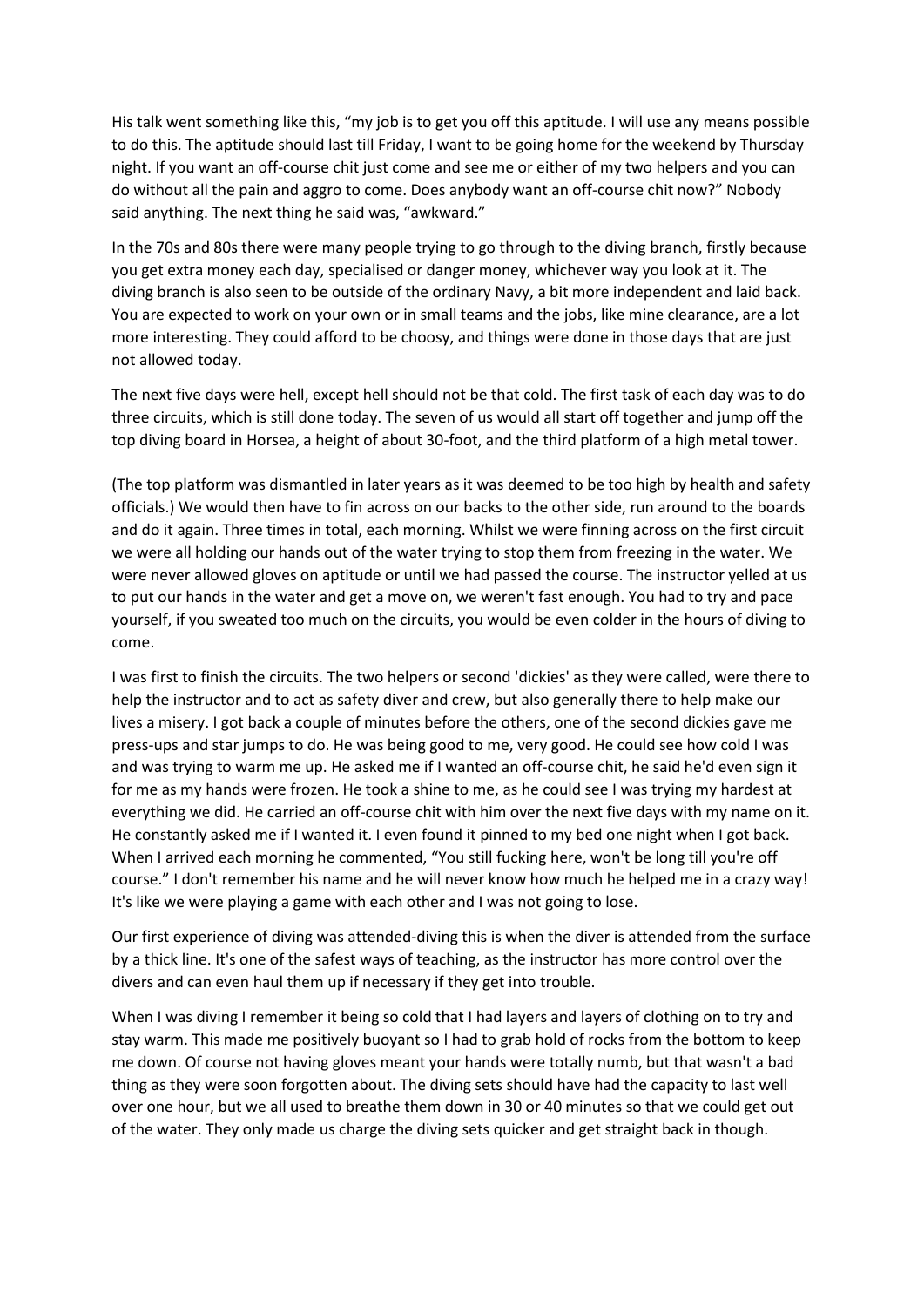His talk went something like this, "my job is to get you off this aptitude. I will use any means possible to do this. The aptitude should last till Friday, I want to be going home for the weekend by Thursday night. If you want an off-course chit just come and see me or either of my two helpers and you can do without all the pain and aggro to come. Does anybody want an off-course chit now?" Nobody said anything. The next thing he said was, "awkward."

In the 70s and 80s there were many people trying to go through to the diving branch, firstly because you get extra money each day, specialised or danger money, whichever way you look at it. The diving branch is also seen to be outside of the ordinary Navy, a bit more independent and laid back. You are expected to work on your own or in small teams and the jobs, like mine clearance, are a lot more interesting. They could afford to be choosy, and things were done in those days that are just not allowed today.

The next five days were hell, except hell should not be that cold. The first task of each day was to do three circuits, which is still done today. The seven of us would all start off together and jump off the top diving board in Horsea, a height of about 30-foot, and the third platform of a high metal tower.

(The top platform was dismantled in later years as it was deemed to be too high by health and safety officials.) We would then have to fin across on our backs to the other side, run around to the boards and do it again. Three times in total, each morning. Whilst we were finning across on the first circuit we were all holding our hands out of the water trying to stop them from freezing in the water. We were never allowed gloves on aptitude or until we had passed the course. The instructor yelled at us to put our hands in the water and get a move on, we weren't fast enough. You had to try and pace yourself, if you sweated too much on the circuits, you would be even colder in the hours of diving to come.

I was first to finish the circuits. The two helpers or second 'dickies' as they were called, were there to help the instructor and to act as safety diver and crew, but also generally there to help make our lives a misery. I got back a couple of minutes before the others, one of the second dickies gave me press-ups and star jumps to do. He was being good to me, very good. He could see how cold I was and was trying to warm me up. He asked me if I wanted an off-course chit, he said he'd even sign it for me as my hands were frozen. He took a shine to me, as he could see I was trying my hardest at everything we did. He carried an off-course chit with him over the next five days with my name on it. He constantly asked me if I wanted it. I even found it pinned to my bed one night when I got back. When I arrived each morning he commented, "You still fucking here, won't be long till you're off course." I don't remember his name and he will never know how much he helped me in a crazy way! It's like we were playing a game with each other and I was not going to lose.

Our first experience of diving was attended-diving this is when the diver is attended from the surface by a thick line. It's one of the safest ways of teaching, as the instructor has more control over the divers and can even haul them up if necessary if they get into trouble.

When I was diving I remember it being so cold that I had layers and layers of clothing on to try and stay warm. This made me positively buoyant so I had to grab hold of rocks from the bottom to keep me down. Of course not having gloves meant your hands were totally numb, but that wasn't a bad thing as they were soon forgotten about. The diving sets should have had the capacity to last well over one hour, but we all used to breathe them down in 30 or 40 minutes so that we could get out of the water. They only made us charge the diving sets quicker and get straight back in though.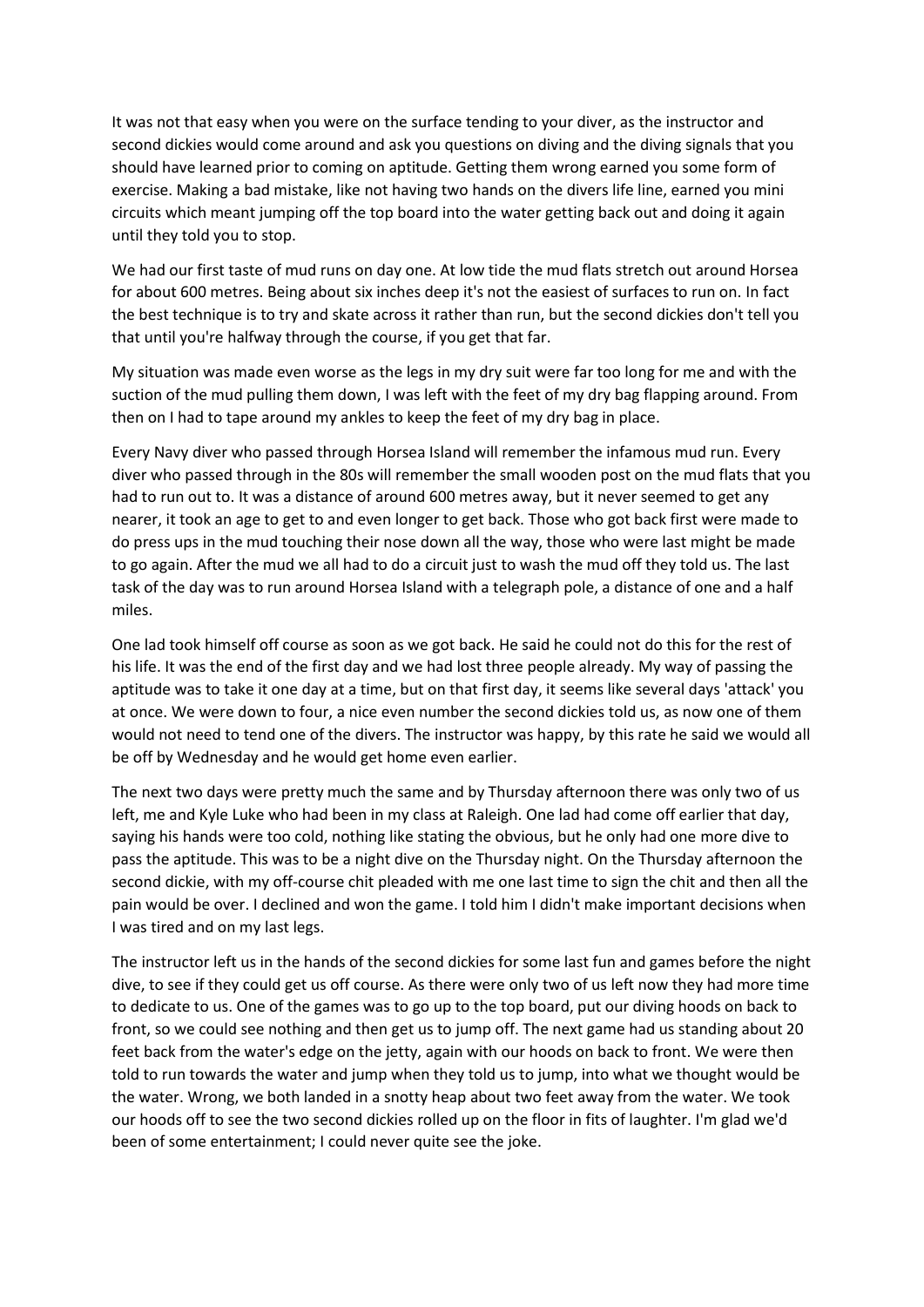It was not that easy when you were on the surface tending to your diver, as the instructor and second dickies would come around and ask you questions on diving and the diving signals that you should have learned prior to coming on aptitude. Getting them wrong earned you some form of exercise. Making a bad mistake, like not having two hands on the divers life line, earned you mini circuits which meant jumping off the top board into the water getting back out and doing it again until they told you to stop.

We had our first taste of mud runs on day one. At low tide the mud flats stretch out around Horsea for about 600 metres. Being about six inches deep it's not the easiest of surfaces to run on. In fact the best technique is to try and skate across it rather than run, but the second dickies don't tell you that until you're halfway through the course, if you get that far.

My situation was made even worse as the legs in my dry suit were far too long for me and with the suction of the mud pulling them down, I was left with the feet of my dry bag flapping around. From then on I had to tape around my ankles to keep the feet of my dry bag in place.

Every Navy diver who passed through Horsea Island will remember the infamous mud run. Every diver who passed through in the 80s will remember the small wooden post on the mud flats that you had to run out to. It was a distance of around 600 metres away, but it never seemed to get any nearer, it took an age to get to and even longer to get back. Those who got back first were made to do press ups in the mud touching their nose down all the way, those who were last might be made to go again. After the mud we all had to do a circuit just to wash the mud off they told us. The last task of the day was to run around Horsea Island with a telegraph pole, a distance of one and a half miles.

One lad took himself off course as soon as we got back. He said he could not do this for the rest of his life. It was the end of the first day and we had lost three people already. My way of passing the aptitude was to take it one day at a time, but on that first day, it seems like several days 'attack' you at once. We were down to four, a nice even number the second dickies told us, as now one of them would not need to tend one of the divers. The instructor was happy, by this rate he said we would all be off by Wednesday and he would get home even earlier.

The next two days were pretty much the same and by Thursday afternoon there was only two of us left, me and Kyle Luke who had been in my class at Raleigh. One lad had come off earlier that day, saying his hands were too cold, nothing like stating the obvious, but he only had one more dive to pass the aptitude. This was to be a night dive on the Thursday night. On the Thursday afternoon the second dickie, with my off-course chit pleaded with me one last time to sign the chit and then all the pain would be over. I declined and won the game. I told him I didn't make important decisions when I was tired and on my last legs.

The instructor left us in the hands of the second dickies for some last fun and games before the night dive, to see if they could get us off course. As there were only two of us left now they had more time to dedicate to us. One of the games was to go up to the top board, put our diving hoods on back to front, so we could see nothing and then get us to jump off. The next game had us standing about 20 feet back from the water's edge on the jetty, again with our hoods on back to front. We were then told to run towards the water and jump when they told us to jump, into what we thought would be the water. Wrong, we both landed in a snotty heap about two feet away from the water. We took our hoods off to see the two second dickies rolled up on the floor in fits of laughter. I'm glad we'd been of some entertainment; I could never quite see the joke.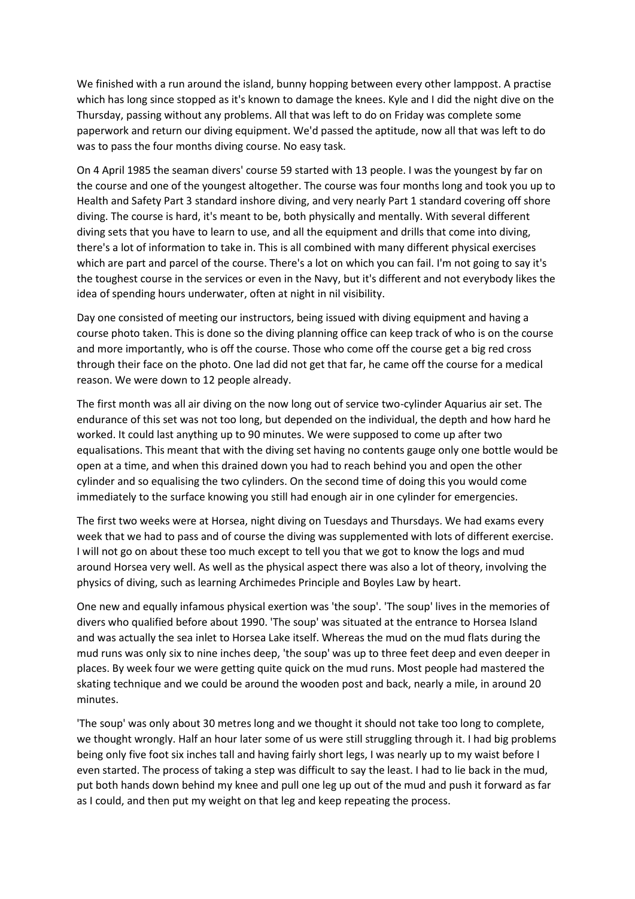We finished with a run around the island, bunny hopping between every other lamppost. A practise which has long since stopped as it's known to damage the knees. Kyle and I did the night dive on the Thursday, passing without any problems. All that was left to do on Friday was complete some paperwork and return our diving equipment. We'd passed the aptitude, now all that was left to do was to pass the four months diving course. No easy task.

On 4 April 1985 the seaman divers' course 59 started with 13 people. I was the youngest by far on the course and one of the youngest altogether. The course was four months long and took you up to Health and Safety Part 3 standard inshore diving, and very nearly Part 1 standard covering off shore diving. The course is hard, it's meant to be, both physically and mentally. With several different diving sets that you have to learn to use, and all the equipment and drills that come into diving, there's a lot of information to take in. This is all combined with many different physical exercises which are part and parcel of the course. There's a lot on which you can fail. I'm not going to say it's the toughest course in the services or even in the Navy, but it's different and not everybody likes the idea of spending hours underwater, often at night in nil visibility.

Day one consisted of meeting our instructors, being issued with diving equipment and having a course photo taken. This is done so the diving planning office can keep track of who is on the course and more importantly, who is off the course. Those who come off the course get a big red cross through their face on the photo. One lad did not get that far, he came off the course for a medical reason. We were down to 12 people already.

The first month was all air diving on the now long out of service two-cylinder Aquarius air set. The endurance of this set was not too long, but depended on the individual, the depth and how hard he worked. It could last anything up to 90 minutes. We were supposed to come up after two equalisations. This meant that with the diving set having no contents gauge only one bottle would be open at a time, and when this drained down you had to reach behind you and open the other cylinder and so equalising the two cylinders. On the second time of doing this you would come immediately to the surface knowing you still had enough air in one cylinder for emergencies.

The first two weeks were at Horsea, night diving on Tuesdays and Thursdays. We had exams every week that we had to pass and of course the diving was supplemented with lots of different exercise. I will not go on about these too much except to tell you that we got to know the logs and mud around Horsea very well. As well as the physical aspect there was also a lot of theory, involving the physics of diving, such as learning Archimedes Principle and Boyles Law by heart.

One new and equally infamous physical exertion was 'the soup'. 'The soup' lives in the memories of divers who qualified before about 1990. 'The soup' was situated at the entrance to Horsea Island and was actually the sea inlet to Horsea Lake itself. Whereas the mud on the mud flats during the mud runs was only six to nine inches deep, 'the soup' was up to three feet deep and even deeper in places. By week four we were getting quite quick on the mud runs. Most people had mastered the skating technique and we could be around the wooden post and back, nearly a mile, in around 20 minutes.

'The soup' was only about 30 metres long and we thought it should not take too long to complete, we thought wrongly. Half an hour later some of us were still struggling through it. I had big problems being only five foot six inches tall and having fairly short legs, I was nearly up to my waist before I even started. The process of taking a step was difficult to say the least. I had to lie back in the mud, put both hands down behind my knee and pull one leg up out of the mud and push it forward as far as I could, and then put my weight on that leg and keep repeating the process.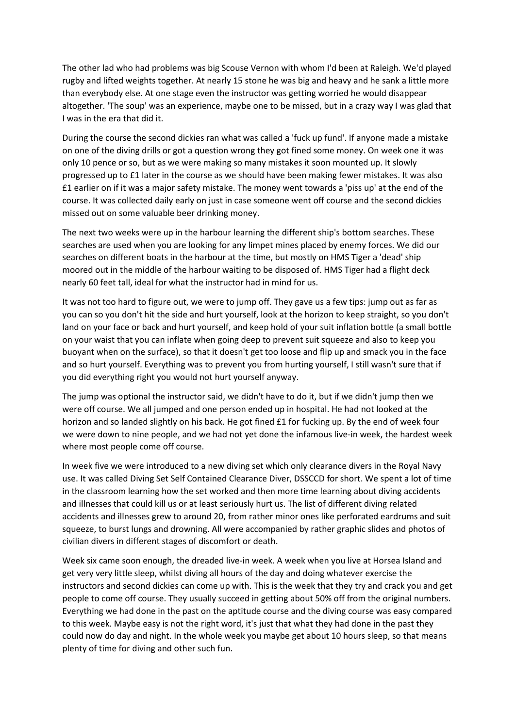The other lad who had problems was big Scouse Vernon with whom I'd been at Raleigh. We'd played rugby and lifted weights together. At nearly 15 stone he was big and heavy and he sank a little more than everybody else. At one stage even the instructor was getting worried he would disappear altogether. 'The soup' was an experience, maybe one to be missed, but in a crazy way I was glad that I was in the era that did it.

During the course the second dickies ran what was called a 'fuck up fund'. If anyone made a mistake on one of the diving drills or got a question wrong they got fined some money. On week one it was only 10 pence or so, but as we were making so many mistakes it soon mounted up. It slowly progressed up to £1 later in the course as we should have been making fewer mistakes. It was also £1 earlier on if it was a major safety mistake. The money went towards a 'piss up' at the end of the course. It was collected daily early on just in case someone went off course and the second dickies missed out on some valuable beer drinking money.

The next two weeks were up in the harbour learning the different ship's bottom searches. These searches are used when you are looking for any limpet mines placed by enemy forces. We did our searches on different boats in the harbour at the time, but mostly on HMS Tiger a 'dead' ship moored out in the middle of the harbour waiting to be disposed of. HMS Tiger had a flight deck nearly 60 feet tall, ideal for what the instructor had in mind for us.

It was not too hard to figure out, we were to jump off. They gave us a few tips: jump out as far as you can so you don't hit the side and hurt yourself, look at the horizon to keep straight, so you don't land on your face or back and hurt yourself, and keep hold of your suit inflation bottle (a small bottle on your waist that you can inflate when going deep to prevent suit squeeze and also to keep you buoyant when on the surface), so that it doesn't get too loose and flip up and smack you in the face and so hurt yourself. Everything was to prevent you from hurting yourself, I still wasn't sure that if you did everything right you would not hurt yourself anyway.

The jump was optional the instructor said, we didn't have to do it, but if we didn't jump then we were off course. We all jumped and one person ended up in hospital. He had not looked at the horizon and so landed slightly on his back. He got fined £1 for fucking up. By the end of week four we were down to nine people, and we had not yet done the infamous live-in week, the hardest week where most people come off course.

In week five we were introduced to a new diving set which only clearance divers in the Royal Navy use. It was called Diving Set Self Contained Clearance Diver, DSSCCD for short. We spent a lot of time in the classroom learning how the set worked and then more time learning about diving accidents and illnesses that could kill us or at least seriously hurt us. The list of different diving related accidents and illnesses grew to around 20, from rather minor ones like perforated eardrums and suit squeeze, to burst lungs and drowning. All were accompanied by rather graphic slides and photos of civilian divers in different stages of discomfort or death.

Week six came soon enough, the dreaded live-in week. A week when you live at Horsea Island and get very very little sleep, whilst diving all hours of the day and doing whatever exercise the instructors and second dickies can come up with. This is the week that they try and crack you and get people to come off course. They usually succeed in getting about 50% off from the original numbers. Everything we had done in the past on the aptitude course and the diving course was easy compared to this week. Maybe easy is not the right word, it's just that what they had done in the past they could now do day and night. In the whole week you maybe get about 10 hours sleep, so that means plenty of time for diving and other such fun.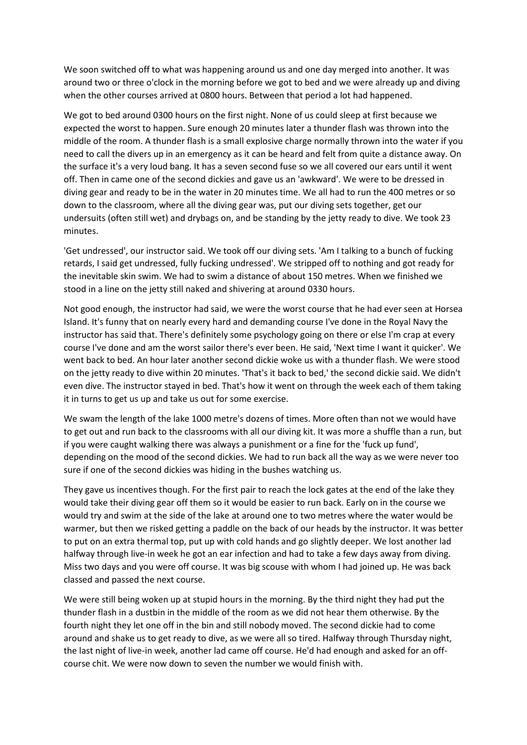We soon switched off to what was happening around us and one day merged into another. It was around two or three o'clock in the morning before we got to bed and we were already up and diving when the other courses arrived at 0800 hours. Between that period a lot had happened.

We got to bed around 0300 hours on the first night. None of us could sleep at first because we expected the worst to happen. Sure enough 20 minutes later a thunder flash was thrown into the middle of the room. A thunder flash is a small explosive charge normally thrown into the water if you need to call the divers up in an emergency as it can be heard and felt from quite a distance away. On the surface it's a very loud bang. It has a seven second fuse so we all covered our ears until it went off. Then in came one of the second dickies and gave us an 'awkward'. We were to be dressed in diving gear and ready to be in the water in 20 minutes time. We all had to run the 400 metres or so down to the classroom, where all the diving gear was, put our diving sets together, get our undersuits (often still wet) and drybags on, and be standing by the jetty ready to dive. We took 23 minutes.

'Get undressed', our instructor said. We took off our diving sets. 'Am I talking to a bunch of fucking retards, I said get undressed, fully fucking undressed'. We stripped off to nothing and got ready for the inevitable skin swim. We had to swim a distance of about 150 metres. When we finished we stood in a line on the jetty still naked and shivering at around 0330 hours.

Not good enough, the instructor had said, we were the worst course that he had ever seen at Horsea Island. It's funny that on nearly every hard and demanding course I've done in the Royal Navy the instructor has said that. There's definitely some psychology going on there or else I'm crap at every course I've done and am the worst sailor there's ever been. He said, 'Next time I want it quicker'. We went back to bed. An hour later another second dickie woke us with a thunder flash. We were stood on the jetty ready to dive within 20 minutes. 'That's it back to bed,' the second dickie said. We didn't even dive. The instructor stayed in bed. That's how it went on through the week each of them taking it in turns to get us up and take us out for some exercise.

We swam the length of the lake 1000 metre's dozens of times. More often than not we would have to get out and run back to the classrooms with all our diving kit. It was more a shuffle than a run, but if you were caught walking there was always a punishment or a fine for the 'fuck up fund', depending on the mood of the second dickies. We had to run back all the way as we were never too sure if one of the second dickies was hiding in the bushes watching us.

They gave us incentives though. For the first pair to reach the lock gates at the end of the lake they would take their diving gear off them so it would be easier to run back. Early on in the course we would try and swim at the side of the lake at around one to two metres where the water would be warmer, but then we risked getting a paddle on the back of our heads by the instructor. It was better to put on an extra thermal top, put up with cold hands and go slightly deeper. We lost another lad halfway through live-in week he got an ear infection and had to take a few days away from diving. Miss two days and you were off course. It was big scouse with whom I had joined up. He was back classed and passed the next course.

We were still being woken up at stupid hours in the morning. By the third night they had put the thunder flash in a dustbin in the middle of the room as we did not hear them otherwise. By the fourth night they let one off in the bin and still nobody moved. The second dickie had to come around and shake us to get ready to dive, as we were all so tired. Halfway through Thursday night, the last night of live-in week, another lad came off course. He'd had enough and asked for an off-course chit. We were now down to seven the number we would finish with.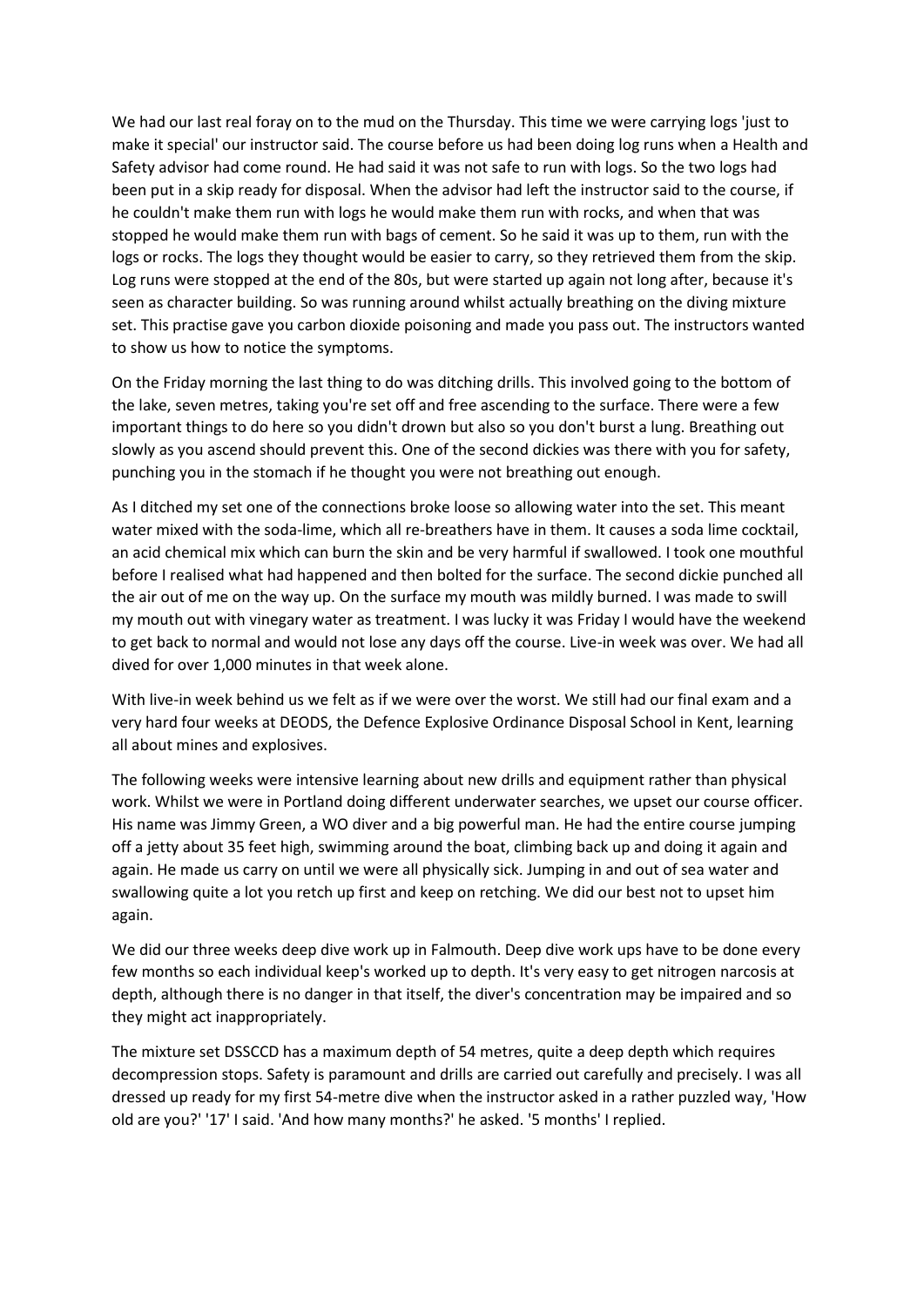We had our last real foray on to the mud on the Thursday. This time we were carrying logs 'just to make it special' our instructor said. The course before us had been doing log runs when a Health and Safety advisor had come round. He had said it was not safe to run with logs. So the two logs had been put in a skip ready for disposal. When the advisor had left the instructor said to the course, if he couldn't make them run with logs he would make them run with rocks, and when that was stopped he would make them run with bags of cement. So he said it was up to them, run with the logs or rocks. The logs they thought would be easier to carry, so they retrieved them from the skip. Log runs were stopped at the end of the 80s, but were started up again not long after, because it's seen as character building. So was running around whilst actually breathing on the diving mixture set. This practise gave you carbon dioxide poisoning and made you pass out. The instructors wanted to show us how to notice the symptoms.

On the Friday morning the last thing to do was ditching drills. This involved going to the bottom of the lake, seven metres, taking you're set off and free ascending to the surface. There were a few important things to do here so you didn't drown but also so you don't burst a lung. Breathing out slowly as you ascend should prevent this. One of the second dickies was there with you for safety, punching you in the stomach if he thought you were not breathing out enough.

As I ditched my set one of the connections broke loose so allowing water into the set. This meant water mixed with the soda-lime, which all re-breathers have in them. It causes a soda lime cocktail, an acid chemical mix which can burn the skin and be very harmful if swallowed. I took one mouthful before I realised what had happened and then bolted for the surface. The second dickie punched all the air out of me on the way up. On the surface my mouth was mildly burned. I was made to swill my mouth out with vinegary water as treatment. I was lucky it was Friday I would have the weekend to get back to normal and would not lose any days off the course. Live-in week was over. We had all dived for over 1,000 minutes in that week alone.

With live-in week behind us we felt as if we were over the worst. We still had our final exam and a very hard four weeks at DEODS, the Defence Explosive Ordinance Disposal School in Kent, learning all about mines and explosives.

The following weeks were intensive learning about new drills and equipment rather than physical work. Whilst we were in Portland doing different underwater searches, we upset our course officer. His name was Jimmy Green, a WO diver and a big powerful man. He had the entire course jumping off a jetty about 35 feet high, swimming around the boat, climbing back up and doing it again and again. He made us carry on until we were all physically sick. Jumping in and out of sea water and swallowing quite a lot you retch up first and keep on retching. We did our best not to upset him again.

We did our three weeks deep dive work up in Falmouth. Deep dive work ups have to be done every few months so each individual keep's worked up to depth. It's very easy to get nitrogen narcosis at depth, although there is no danger in that itself, the diver's concentration may be impaired and so they might act inappropriately.

The mixture set DSSCCD has a maximum depth of 54 metres, quite a deep depth which requires decompression stops. Safety is paramount and drills are carried out carefully and precisely. I was all dressed up ready for my first 54-metre dive when the instructor asked in a rather puzzled way, 'How old are you?' '17' I said. 'And how many months?' he asked. '5 months' I replied.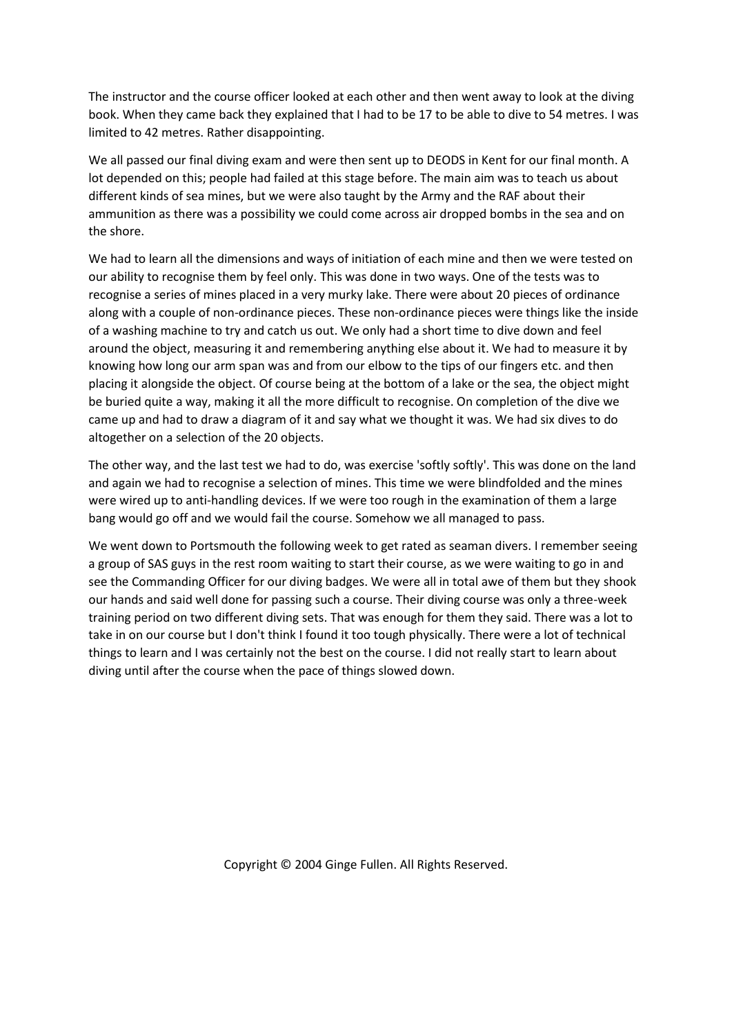The instructor and the course officer looked at each other and then went away to look at the diving book. When they came back they explained that I had to be 17 to be able to dive to 54 metres. I was limited to 42 metres. Rather disappointing.

We all passed our final diving exam and were then sent up to DEODS in Kent for our final month. A lot depended on this; people had failed at this stage before. The main aim was to teach us about different kinds of sea mines, but we were also taught by the Army and the RAF about their ammunition as there was a possibility we could come across air dropped bombs in the sea and on the shore.

We had to learn all the dimensions and ways of initiation of each mine and then we were tested on our ability to recognise them by feel only. This was done in two ways. One of the tests was to recognise a series of mines placed in a very murky lake. There were about 20 pieces of ordinance along with a couple of non-ordinance pieces. These non-ordinance pieces were things like the inside of a washing machine to try and catch us out. We only had a short time to dive down and feel around the object, measuring it and remembering anything else about it. We had to measure it by knowing how long our arm span was and from our elbow to the tips of our fingers etc. and then placing it alongside the object. Of course being at the bottom of a lake or the sea, the object might be buried quite a way, making it all the more difficult to recognise. On completion of the dive we came up and had to draw a diagram of it and say what we thought it was. We had six dives to do altogether on a selection of the 20 objects.

The other way, and the last test we had to do, was exercise 'softly softly'. This was done on the land and again we had to recognise a selection of mines. This time we were blindfolded and the mines were wired up to anti-handling devices. If we were too rough in the examination of them a large bang would go off and we would fail the course. Somehow we all managed to pass.

We went down to Portsmouth the following week to get rated as seaman divers. I remember seeing a group of SAS guys in the rest room waiting to start their course, as we were waiting to go in and see the Commanding Officer for our diving badges. We were all in total awe of them but they shook our hands and said well done for passing such a course. Their diving course was only a three-week training period on two different diving sets. That was enough for them they said. There was a lot to take in on our course but I don't think I found it too tough physically. There were a lot of technical things to learn and I was certainly not the best on the course. I did not really start to learn about diving until after the course when the pace of things slowed down.

Copyright © 2004 Ginge Fullen. All Rights Reserved.